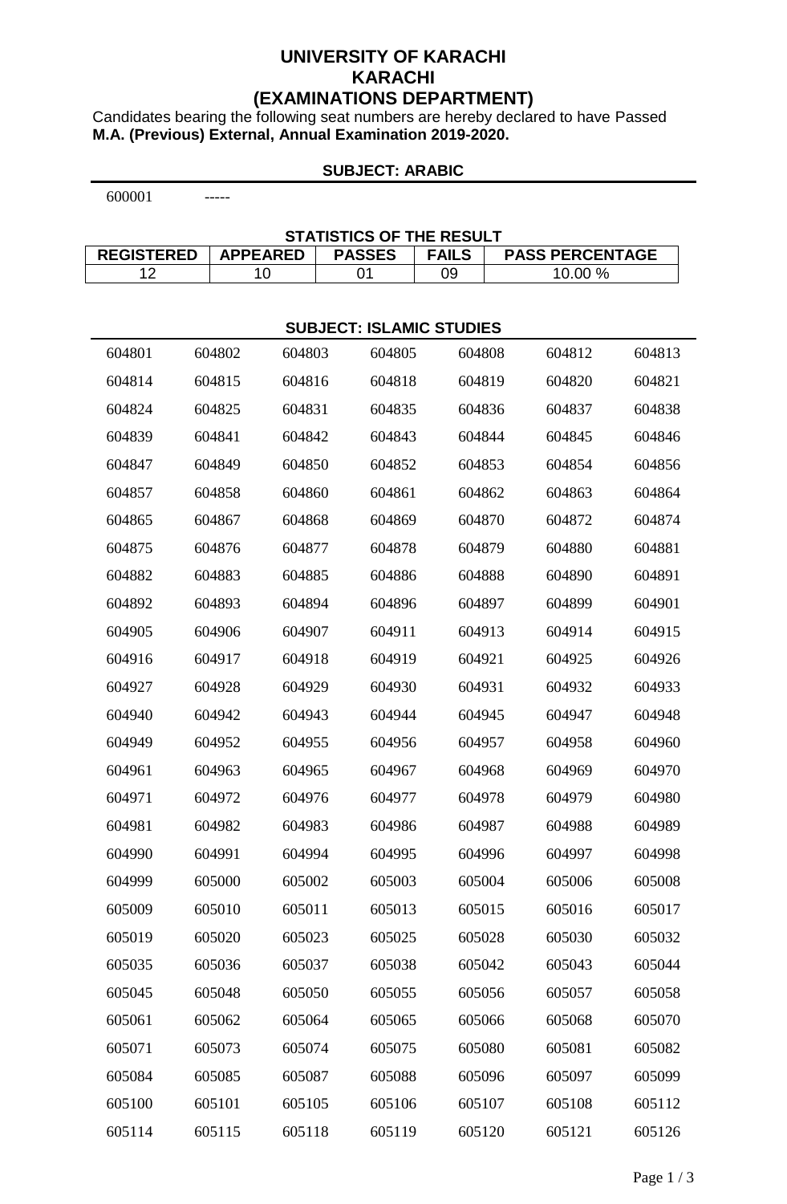# UNIVERSITY OF KARACHI
# KARACHI
## (EXAMINATIONS DEPARTMENT)

Candidates bearing the following seat numbers are hereby declared to have Passed **M.A. (Previous) External, Annual Examination 2019-2020.**

### SUBJECT: ARABIC

600001 -----

**STATISTICS OF THE RESULT**

| REGISTERED | APPEARED | PASSES | FAILS | PASS PERCENTAGE |
|---|---|---|---|---|
| 12 | 10 | 01 | 09 | 10.00 % |

### SUBJECT: ISLAMIC STUDIES

| | | | | | | |
|---|---|---|---|---|---|---|
| 604801 | 604802 | 604803 | 604805 | 604808 | 604812 | 604813 |
| 604814 | 604815 | 604816 | 604818 | 604819 | 604820 | 604821 |
| 604824 | 604825 | 604831 | 604835 | 604836 | 604837 | 604838 |
| 604839 | 604841 | 604842 | 604843 | 604844 | 604845 | 604846 |
| 604847 | 604849 | 604850 | 604852 | 604853 | 604854 | 604856 |
| 604857 | 604858 | 604860 | 604861 | 604862 | 604863 | 604864 |
| 604865 | 604867 | 604868 | 604869 | 604870 | 604872 | 604874 |
| 604875 | 604876 | 604877 | 604878 | 604879 | 604880 | 604881 |
| 604882 | 604883 | 604885 | 604886 | 604888 | 604890 | 604891 |
| 604892 | 604893 | 604894 | 604896 | 604897 | 604899 | 604901 |
| 604905 | 604906 | 604907 | 604911 | 604913 | 604914 | 604915 |
| 604916 | 604917 | 604918 | 604919 | 604921 | 604925 | 604926 |
| 604927 | 604928 | 604929 | 604930 | 604931 | 604932 | 604933 |
| 604940 | 604942 | 604943 | 604944 | 604945 | 604947 | 604948 |
| 604949 | 604952 | 604955 | 604956 | 604957 | 604958 | 604960 |
| 604961 | 604963 | 604965 | 604967 | 604968 | 604969 | 604970 |
| 604971 | 604972 | 604976 | 604977 | 604978 | 604979 | 604980 |
| 604981 | 604982 | 604983 | 604986 | 604987 | 604988 | 604989 |
| 604990 | 604991 | 604994 | 604995 | 604996 | 604997 | 604998 |
| 604999 | 605000 | 605002 | 605003 | 605004 | 605006 | 605008 |
| 605009 | 605010 | 605011 | 605013 | 605015 | 605016 | 605017 |
| 605019 | 605020 | 605023 | 605025 | 605028 | 605030 | 605032 |
| 605035 | 605036 | 605037 | 605038 | 605042 | 605043 | 605044 |
| 605045 | 605048 | 605050 | 605055 | 605056 | 605057 | 605058 |
| 605061 | 605062 | 605064 | 605065 | 605066 | 605068 | 605070 |
| 605071 | 605073 | 605074 | 605075 | 605080 | 605081 | 605082 |
| 605084 | 605085 | 605087 | 605088 | 605096 | 605097 | 605099 |
| 605100 | 605101 | 605105 | 605106 | 605107 | 605108 | 605112 |
| 605114 | 605115 | 605118 | 605119 | 605120 | 605121 | 605126 |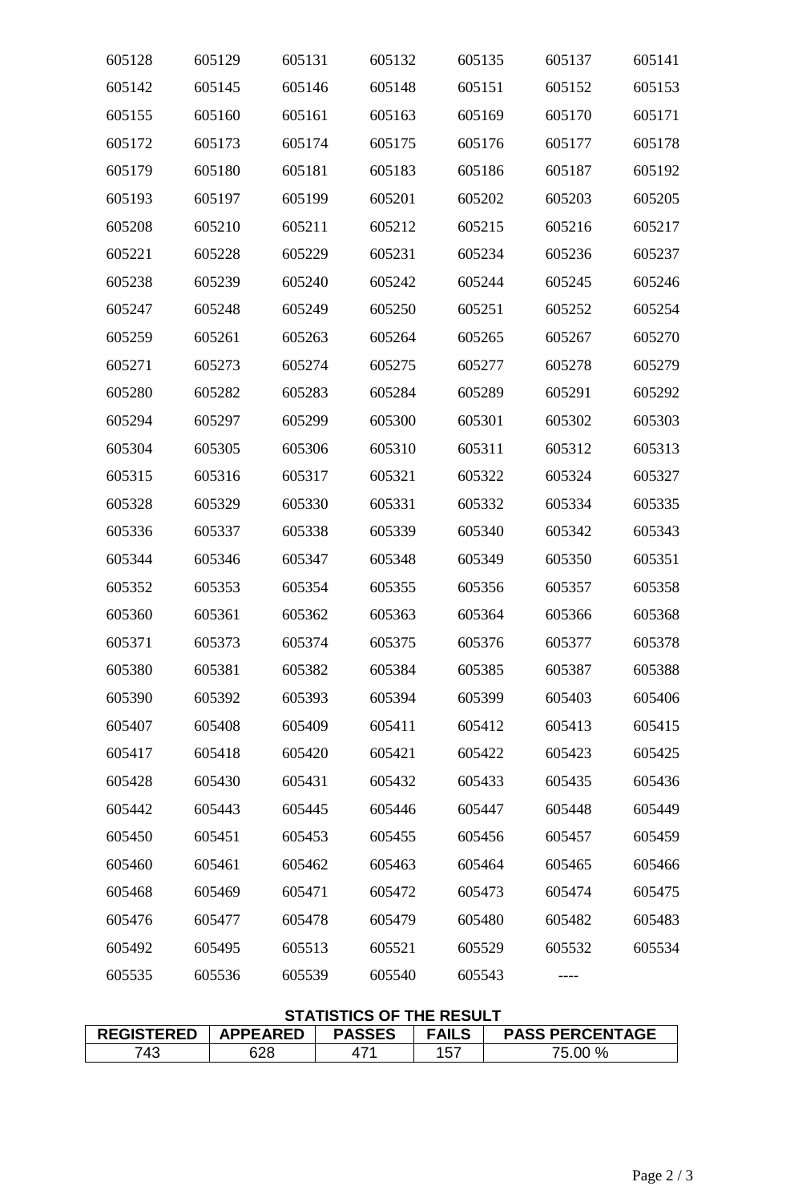| | | | | | | |
|---|---|---|---|---|---|---|
| 605128 | 605129 | 605131 | 605132 | 605135 | 605137 | 605141 |
| 605142 | 605145 | 605146 | 605148 | 605151 | 605152 | 605153 |
| 605155 | 605160 | 605161 | 605163 | 605169 | 605170 | 605171 |
| 605172 | 605173 | 605174 | 605175 | 605176 | 605177 | 605178 |
| 605179 | 605180 | 605181 | 605183 | 605186 | 605187 | 605192 |
| 605193 | 605197 | 605199 | 605201 | 605202 | 605203 | 605205 |
| 605208 | 605210 | 605211 | 605212 | 605215 | 605216 | 605217 |
| 605221 | 605228 | 605229 | 605231 | 605234 | 605236 | 605237 |
| 605238 | 605239 | 605240 | 605242 | 605244 | 605245 | 605246 |
| 605247 | 605248 | 605249 | 605250 | 605251 | 605252 | 605254 |
| 605259 | 605261 | 605263 | 605264 | 605265 | 605267 | 605270 |
| 605271 | 605273 | 605274 | 605275 | 605277 | 605278 | 605279 |
| 605280 | 605282 | 605283 | 605284 | 605289 | 605291 | 605292 |
| 605294 | 605297 | 605299 | 605300 | 605301 | 605302 | 605303 |
| 605304 | 605305 | 605306 | 605310 | 605311 | 605312 | 605313 |
| 605315 | 605316 | 605317 | 605321 | 605322 | 605324 | 605327 |
| 605328 | 605329 | 605330 | 605331 | 605332 | 605334 | 605335 |
| 605336 | 605337 | 605338 | 605339 | 605340 | 605342 | 605343 |
| 605344 | 605346 | 605347 | 605348 | 605349 | 605350 | 605351 |
| 605352 | 605353 | 605354 | 605355 | 605356 | 605357 | 605358 |
| 605360 | 605361 | 605362 | 605363 | 605364 | 605366 | 605368 |
| 605371 | 605373 | 605374 | 605375 | 605376 | 605377 | 605378 |
| 605380 | 605381 | 605382 | 605384 | 605385 | 605387 | 605388 |
| 605390 | 605392 | 605393 | 605394 | 605399 | 605403 | 605406 |
| 605407 | 605408 | 605409 | 605411 | 605412 | 605413 | 605415 |
| 605417 | 605418 | 605420 | 605421 | 605422 | 605423 | 605425 |
| 605428 | 605430 | 605431 | 605432 | 605433 | 605435 | 605436 |
| 605442 | 605443 | 605445 | 605446 | 605447 | 605448 | 605449 |
| 605450 | 605451 | 605453 | 605455 | 605456 | 605457 | 605459 |
| 605460 | 605461 | 605462 | 605463 | 605464 | 605465 | 605466 |
| 605468 | 605469 | 605471 | 605472 | 605473 | 605474 | 605475 |
| 605476 | 605477 | 605478 | 605479 | 605480 | 605482 | 605483 |
| 605492 | 605495 | 605513 | 605521 | 605529 | 605532 | 605534 |
| 605535 | 605536 | 605539 | 605540 | 605543 | ---- | |

**STATISTICS OF THE RESULT**

| REGISTERED | APPEARED | PASSES | FAILS | PASS PERCENTAGE |
|---|---|---|---|---|
| 743 | 628 | 471 | 157 | 75.00 % |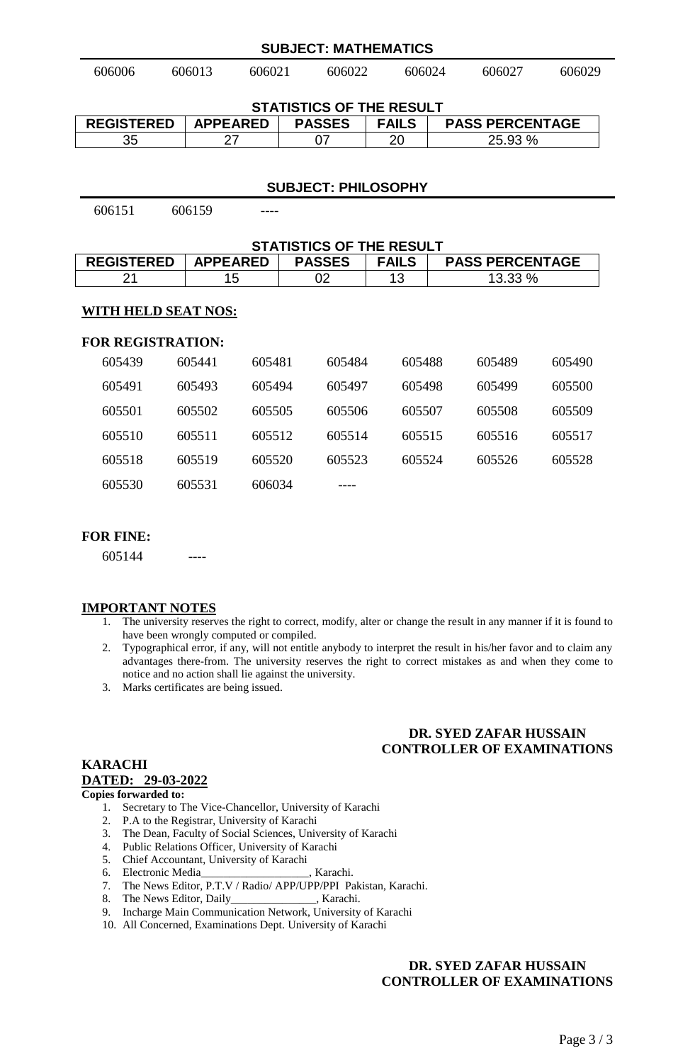### SUBJECT: MATHEMATICS

| | | | | | | |
|---|---|---|---|---|---|---|
| 606006 | 606013 | 606021 | 606022 | 606024 | 606027 | 606029 |

**STATISTICS OF THE RESULT**

| REGISTERED | APPEARED | PASSES | FAILS | PASS PERCENTAGE |
|---|---|---|---|---|
| 35 | 27 | 07 | 20 | 25.93 % |

### SUBJECT: PHILOSOPHY

| | | |
|---|---|---|
| 606151 | 606159 | ---- |

**STATISTICS OF THE RESULT**

| REGISTERED | APPEARED | PASSES | FAILS | PASS PERCENTAGE |
|---|---|---|---|---|
| 21 | 15 | 02 | 13 | 13.33 % |

**WITH HELD SEAT NOS:**

**FOR REGISTRATION:**

| | | | | | | |
|---|---|---|---|---|---|---|
| 605439 | 605441 | 605481 | 605484 | 605488 | 605489 | 605490 |
| 605491 | 605493 | 605494 | 605497 | 605498 | 605499 | 605500 |
| 605501 | 605502 | 605505 | 605506 | 605507 | 605508 | 605509 |
| 605510 | 605511 | 605512 | 605514 | 605515 | 605516 | 605517 |
| 605518 | 605519 | 605520 | 605523 | 605524 | 605526 | 605528 |
| 605530 | 605531 | 606034 | ---- | | | |

**FOR FINE:**

605144 ----

**IMPORTANT NOTES**

1. The university reserves the right to correct, modify, alter or change the result in any manner if it is found to have been wrongly computed or compiled.
2. Typographical error, if any, will not entitle anybody to interpret the result in his/her favor and to claim any advantages there-from. The university reserves the right to correct mistakes as and when they come to notice and no action shall lie against the university.
3. Marks certificates are being issued.

**DR. SYED ZAFAR HUSSAIN**
**CONTROLLER OF EXAMINATIONS**

**KARACHI**
**DATED: 29-03-2022**

**Copies forwarded to:**

1. Secretary to The Vice-Chancellor, University of Karachi
2. P.A to the Registrar, University of Karachi
3. The Dean, Faculty of Social Sciences, University of Karachi
4. Public Relations Officer, University of Karachi
5. Chief Accountant, University of Karachi
6. Electronic Media___________________, Karachi.
7. The News Editor, P.T.V / Radio/ APP/UPP/PPI Pakistan, Karachi.
8. The News Editor, Daily_______________, Karachi.
9. Incharge Main Communication Network, University of Karachi
10. All Concerned, Examinations Dept. University of Karachi

**DR. SYED ZAFAR HUSSAIN**
**CONTROLLER OF EXAMINATIONS**